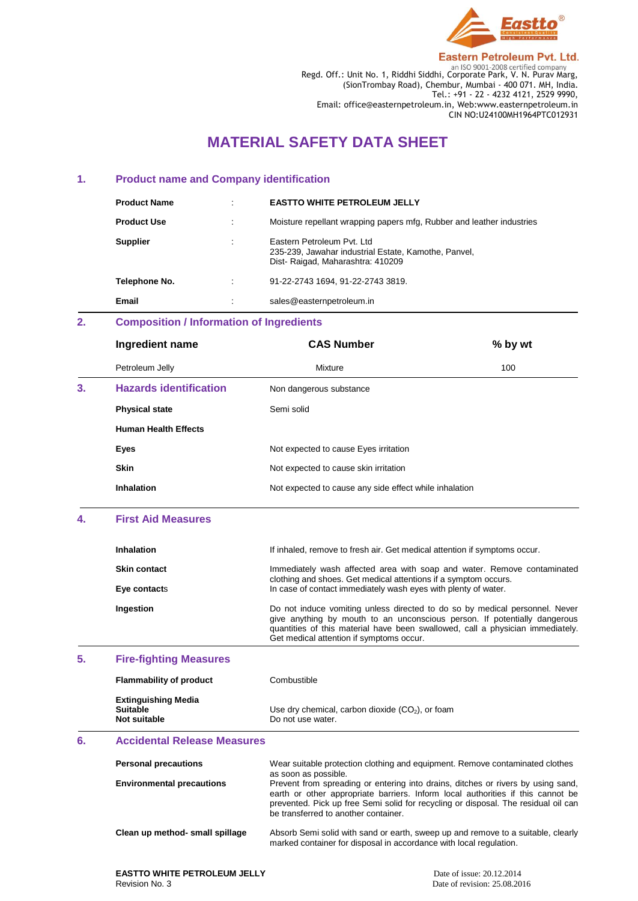**Eastern Petroleum Pvt. Ltd.**
an ISO 9001-2008 certified company
Regd. Off.: Unit No. 1, Riddhi Siddhi, Corporate Park, V. N. Purav Marg, (SionTrombay Road), Chembur, Mumbai - 400 071. MH, India.
Tel.: +91 - 22 - 4232 4121, 2529 9990,
Email: office@easternpetroleum.in, Web:www.easternpetroleum.in
CIN NO:U24100MH1964PTC012931

# MATERIAL SAFETY DATA SHEET

## 1. Product name and Company identification

| | | |
|---|---|---|
| **Product Name** | : | **EASTTO WHITE PETROLEUM JELLY** |
| **Product Use** | : | Moisture repellant wrapping papers mfg, Rubber and leather industries |
| **Supplier** | : | Eastern Petroleum Pvt. Ltd<br>235-239, Jawahar industrial Estate, Kamothe, Panvel,<br>Dist- Raigad, Maharashtra: 410209 |
| **Telephone No.** | : | 91-22-2743 1694, 91-22-2743 3819. |
| **Email** | : | sales@easternpetroleum.in |

## 2. Composition / Information of Ingredients

| Ingredient name | CAS Number | % by wt |
|---|---|---|
| Petroleum Jelly | Mixture | 100 |

## 3. Hazards identification

Non dangerous substance

| | |
|---|---|
| **Physical state** | Semi solid |
| **Human Health Effects** | |
| **Eyes** | Not expected to cause Eyes irritation |
| **Skin** | Not expected to cause skin irritation |
| **Inhalation** | Not expected to cause any side effect while inhalation |

## 4. First Aid Measures

| | |
|---|---|
| **Inhalation** | If inhaled, remove to fresh air. Get medical attention if symptoms occur. |
| **Skin contact** | Immediately wash affected area with soap and water. Remove contaminated clothing and shoes. Get medical attentions if a symptom occurs. |
| **Eye contacts** | In case of contact immediately wash eyes with plenty of water. |
| **Ingestion** | Do not induce vomiting unless directed to do so by medical personnel. Never give anything by mouth to an unconscious person. If potentially dangerous quantities of this material have been swallowed, call a physician immediately. Get medical attention if symptoms occur. |

## 5. Fire-fighting Measures

| | |
|---|---|
| **Flammability of product** | Combustible |
| **Extinguishing Media** | |
| **Suitable** | Use dry chemical, carbon dioxide ($CO_2$), or foam |
| **Not suitable** | Do not use water. |

## 6. Accidental Release Measures

| | |
|---|---|
| **Personal precautions** | Wear suitable protection clothing and equipment. Remove contaminated clothes as soon as possible. |
| **Environmental precautions** | Prevent from spreading or entering into drains, ditches or rivers by using sand, earth or other appropriate barriers. Inform local authorities if this cannot be prevented. Pick up free Semi solid for recycling or disposal. The residual oil can be transferred to another container. |
| **Clean up method- small spillage** | Absorb Semi solid with sand or earth, sweep up and remove to a suitable, clearly marked container for disposal in accordance with local regulation. |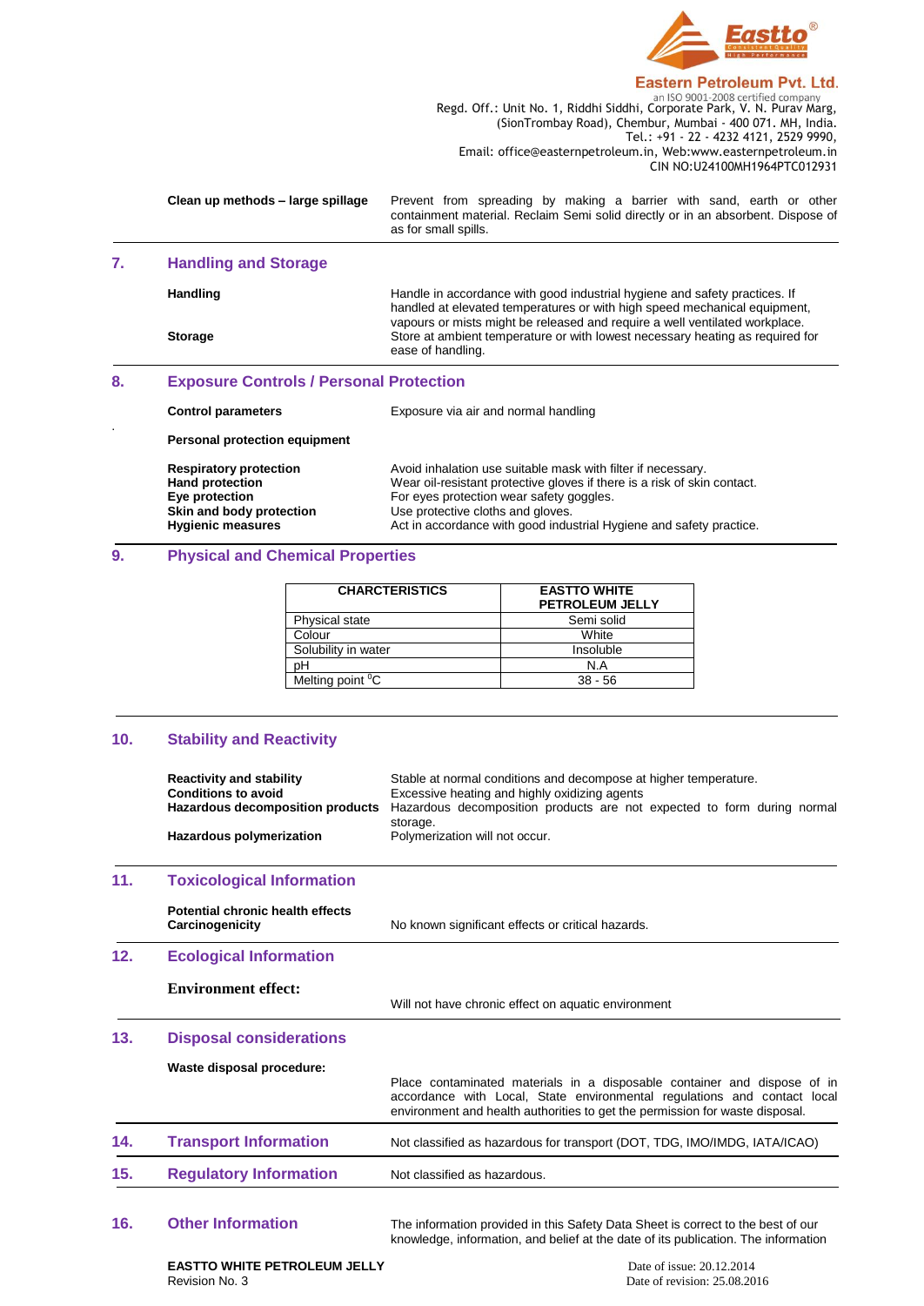**Clean up methods – large spillage** — Prevent from spreading by making a barrier with sand, earth or other containment material. Reclaim Semi solid directly or in an absorbent. Dispose of as for small spills.

## 7. Handling and Storage

**Handling** — Handle in accordance with good industrial hygiene and safety practices. If handled at elevated temperatures or with high speed mechanical equipment, vapours or mists might be released and require a well ventilated workplace.

**Storage** — Store at ambient temperature or with lowest necessary heating as required for ease of handling.

## 8. Exposure Controls / Personal Protection

**Control parameters** — Exposure via air and normal handling

**Personal protection equipment**

**Respiratory protection** — Avoid inhalation use suitable mask with filter if necessary.
**Hand protection** — Wear oil-resistant protective gloves if there is a risk of skin contact.
**Eye protection** — For eyes protection wear safety goggles.
**Skin and body protection** — Use protective cloths and gloves.
**Hygienic measures** — Act in accordance with good industrial Hygiene and safety practice.

## 9. Physical and Chemical Properties

| CHARCTERISTICS | EASTTO WHITE PETROLEUM JELLY |
|---|---|
| Physical state | Semi solid |
| Colour | White |
| Solubility in water | Insoluble |
| pH | N.A |
| Melting point $^0$C | 38 - 56 |

## 10. Stability and Reactivity

**Reactivity and stability** — Stable at normal conditions and decompose at higher temperature.
**Conditions to avoid** — Excessive heating and highly oxidizing agents
**Hazardous decomposition products** — Hazardous decomposition products are not expected to form during normal storage.
**Hazardous polymerization** — Polymerization will not occur.

## 11. Toxicological Information

**Potential chronic health effects**
**Carcinogenicity** — No known significant effects or critical hazards.

## 12. Ecological Information

**Environment effect:** — Will not have chronic effect on aquatic environment

## 13. Disposal considerations

**Waste disposal procedure:** — Place contaminated materials in a disposable container and dispose of in accordance with Local, State environmental regulations and contact local environment and health authorities to get the permission for waste disposal.

## 14. Transport Information

Not classified as hazardous for transport (DOT, TDG, IMO/IMDG, IATA/ICAO)

## 15. Regulatory Information

Not classified as hazardous.

## 16. Other Information

The information provided in this Safety Data Sheet is correct to the best of our knowledge, information, and belief at the date of its publication. The information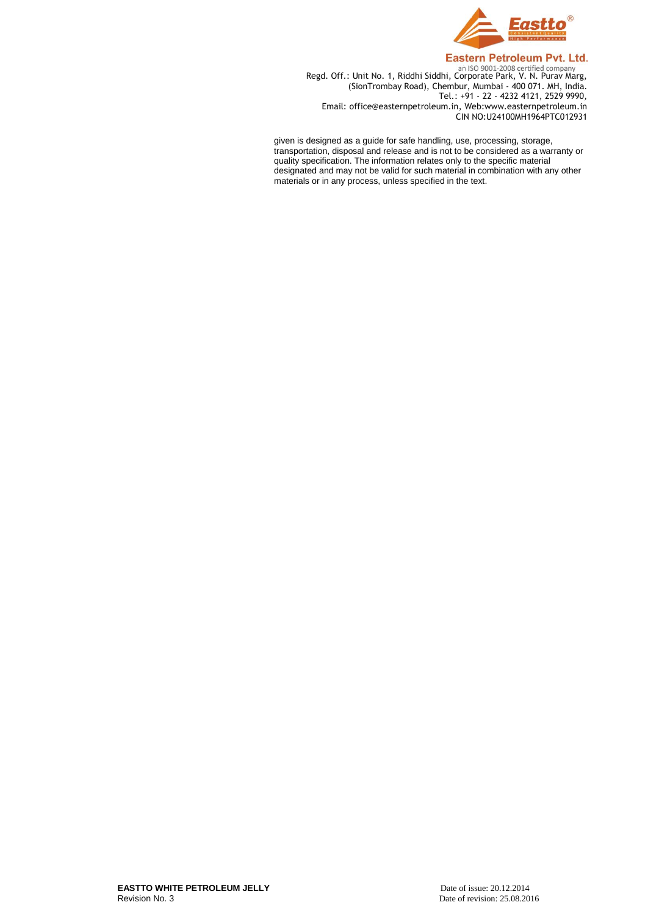given is designed as a guide for safe handling, use, processing, storage, transportation, disposal and release and is not to be considered as a warranty or quality specification. The information relates only to the specific material designated and may not be valid for such material in combination with any other materials or in any process, unless specified in the text.